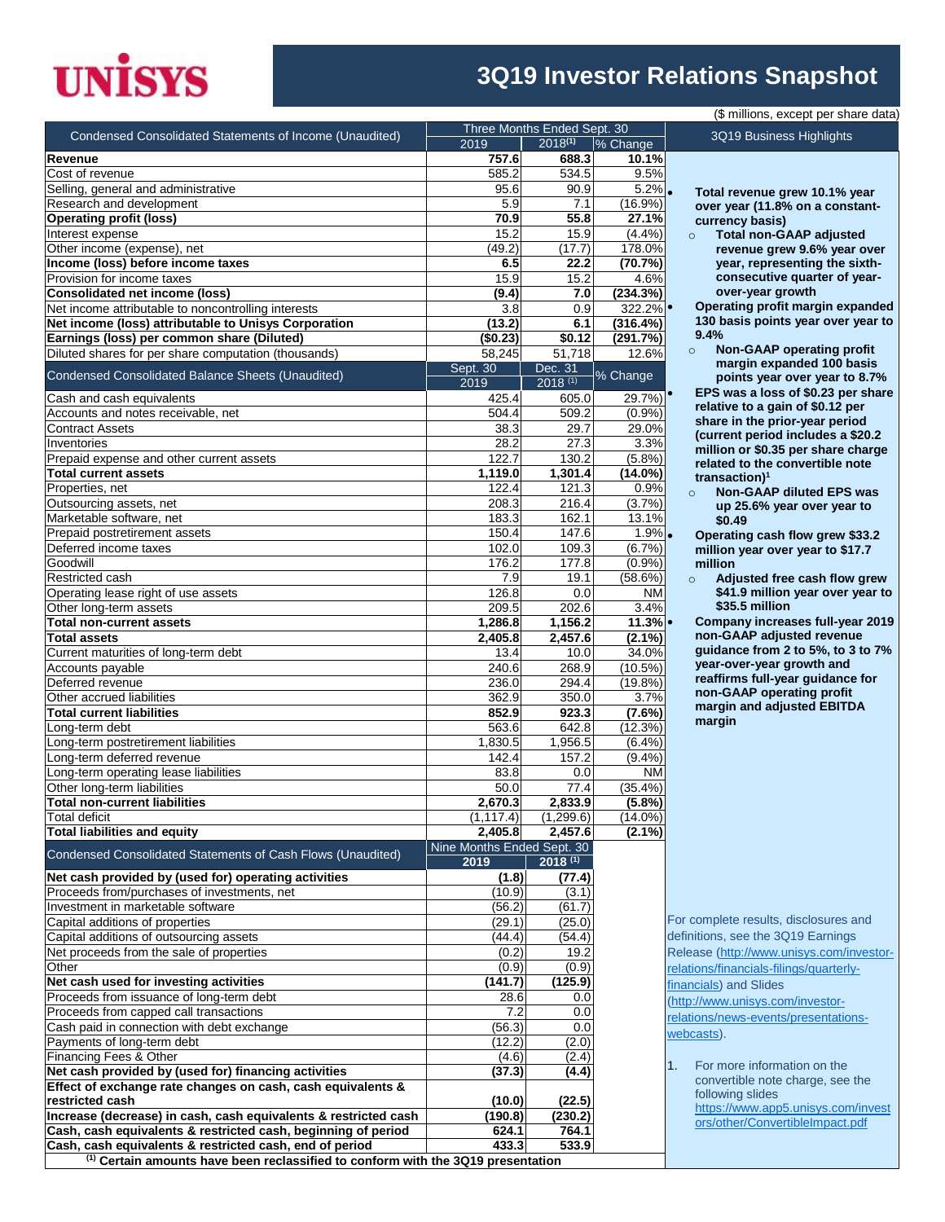# UNISYS

# 3Q19 Investor Relations Snapshot

($ millions, except per share data)

| Condensed Consolidated Statements of Income (Unaudited) | Three Months Ended Sept. 30 | | |
|---|---|---|---|
| | 2019 | 2018[1] | % Change |
| **Revenue** | **757.6** | **688.3** | **10.1%** |
| Cost of revenue | 585.2 | 534.5 | 9.5% |
| Selling, general and administrative | 95.6 | 90.9 | 5.2% |
| Research and development | 5.9 | 7.1 | (16.9%) |
| **Operating profit (loss)** | **70.9** | **55.8** | **27.1%** |
| Interest expense | 15.2 | 15.9 | (4.4%) |
| Other income (expense), net | (49.2) | (17.7) | 178.0% |
| **Income (loss) before income taxes** | **6.5** | **22.2** | **(70.7%)** |
| Provision for income taxes | 15.9 | 15.2 | 4.6% |
| **Consolidated net income (loss)** | **(9.4)** | **7.0** | **(234.3%)** |
| Net income attributable to noncontrolling interests | 3.8 | 0.9 | 322.2% |
| **Net income (loss) attributable to Unisys Corporation** | **(13.2)** | **6.1** | **(316.4%)** |
| **Earnings (loss) per common share (Diluted)** | **($0.23)** | **$0.12** | **(291.7%)** |
| Diluted shares for per share computation (thousands) | 58,245 | 51,718 | 12.6% |

| Condensed Consolidated Balance Sheets (Unaudited) | Sept. 30 2019 | Dec. 31 2018[1] | % Change |
|---|---|---|---|
| Cash and cash equivalents | 425.4 | 605.0 | 29.7%) |
| Accounts and notes receivable, net | 504.4 | 509.2 | (0.9%) |
| Contract Assets | 38.3 | 29.7 | 29.0% |
| Inventories | 28.2 | 27.3 | 3.3% |
| Prepaid expense and other current assets | 122.7 | 130.2 | (5.8%) |
| **Total current assets** | **1,119.0** | **1,301.4** | **(14.0%)** |
| Properties, net | 122.4 | 121.3 | 0.9% |
| Outsourcing assets, net | 208.3 | 216.4 | (3.7%) |
| Marketable software, net | 183.3 | 162.1 | 13.1% |
| Prepaid postretirement assets | 150.4 | 147.6 | 1.9% |
| Deferred income taxes | 102.0 | 109.3 | (6.7%) |
| Goodwill | 176.2 | 177.8 | (0.9%) |
| Restricted cash | 7.9 | 19.1 | (58.6%) |
| Operating lease right of use assets | 126.8 | 0.0 | NM |
| Other long-term assets | 209.5 | 202.6 | 3.4% |
| **Total non-current assets** | **1,286.8** | **1,156.2** | **11.3%** |
| **Total assets** | **2,405.8** | **2,457.6** | **(2.1%)** |
| Current maturities of long-term debt | 13.4 | 10.0 | 34.0% |
| Accounts payable | 240.6 | 268.9 | (10.5%) |
| Deferred revenue | 236.0 | 294.4 | (19.8%) |
| Other accrued liabilities | 362.9 | 350.0 | 3.7% |
| **Total current liabilities** | **852.9** | **923.3** | **(7.6%)** |
| Long-term debt | 563.6 | 642.8 | (12.3%) |
| Long-term postretirement liabilities | 1,830.5 | 1,956.5 | (6.4%) |
| Long-term deferred revenue | 142.4 | 157.2 | (9.4%) |
| Long-term operating lease liabilities | 83.8 | 0.0 | NM |
| Other long-term liabilities | 50.0 | 77.4 | (35.4%) |
| **Total non-current liabilities** | **2,670.3** | **2,833.9** | **(5.8%)** |
| Total deficit | (1,117.4) | (1,299.6) | (14.0%) |
| **Total liabilities and equity** | **2,405.8** | **2,457.6** | **(2.1%)** |

| Condensed Consolidated Statements of Cash Flows (Unaudited) | Nine Months Ended Sept. 30 | |
|---|---|---|
| | **2019** | **2018[1]** |
| **Net cash provided by (used for) operating activities** | **(1.8)** | **(77.4)** |
| Proceeds from/purchases of investments, net | (10.9) | (3.1) |
| Investment in marketable software | (56.2) | (61.7) |
| Capital additions of properties | (29.1) | (25.0) |
| Capital additions of outsourcing assets | (44.4) | (54.4) |
| Net proceeds from the sale of properties | (0.2) | 19.2 |
| Other | (0.9) | (0.9) |
| **Net cash used for investing activities** | **(141.7)** | **(125.9)** |
| Proceeds from issuance of long-term debt | 28.6 | 0.0 |
| Proceeds from capped call transactions | 7.2 | 0.0 |
| Cash paid in connection with debt exchange | (56.3) | 0.0 |
| Payments of long-term debt | (12.2) | (2.0) |
| Financing Fees & Other | (4.6) | (2.4) |
| **Net cash provided by (used for) financing activities** | **(37.3)** | **(4.4)** |
| **Effect of exchange rate changes on cash, cash equivalents & restricted cash** | **(10.0)** | **(22.5)** |
| **Increase (decrease) in cash, cash equivalents & restricted cash** | **(190.8)** | **(230.2)** |
| **Cash, cash equivalents & restricted cash, beginning of period** | **624.1** | **764.1** |
| **Cash, cash equivalents & restricted cash, end of period** | **433.3** | **533.9** |

**[1] Certain amounts have been reclassified to conform with the 3Q19 presentation**

## 3Q19 Business Highlights

- **Total revenue grew 10.1% year over year (11.8% on a constant-currency basis)**
  - **Total non-GAAP adjusted revenue grew 9.6% year over year, representing the sixth-consecutive quarter of year-over-year growth**
- **Operating profit margin expanded 130 basis points year over year to 9.4%**
  - **Non-GAAP operating profit margin expanded 100 basis points year over year to 8.7%**
- **EPS was a loss of $0.23 per share relative to a gain of $0.12 per share in the prior-year period (current period includes a $20.2 million or $0.35 per share charge related to the convertible note transaction)[1]**
  - **Non-GAAP diluted EPS was up 25.6% year over year to $0.49**
- **Operating cash flow grew $33.2 million year over year to $17.7 million**
  - **Adjusted free cash flow grew $41.9 million year over year to $35.5 million**
- **Company increases full-year 2019 non-GAAP adjusted revenue guidance from 2 to 5%, to 3 to 7% year-over-year growth and reaffirms full-year guidance for non-GAAP operating profit margin and adjusted EBITDA margin**

For complete results, disclosures and definitions, see the 3Q19 Earnings Release (http://www.unisys.com/investor-relations/financials-filings/quarterly-financials) and Slides (http://www.unisys.com/investor-relations/news-events/presentations-webcasts).

1. For more information on the convertible note charge, see the following slides https://www.app5.unisys.com/investors/other/ConvertibleImpact.pdf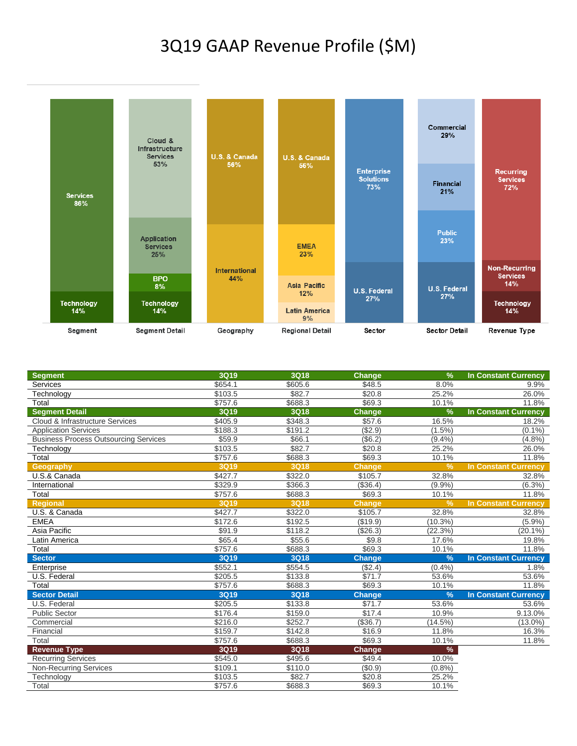# 3Q19 GAAP Revenue Profile ($M)

| Segment | Segment Detail | Geography | Regional Detail | Sector | Sector Detail | Revenue Type |
|---|---|---|---|---|---|---|
| Services 86% | Cloud & Infrastructure Services 53% | U.S. & Canada 56% | U.S. & Canada 56% | Enterprise Solutions 73% | Commercial 29% | Recurring Services 72% |
| Technology 14% | Application Services 25% | International 44% | EMEA 23% | U.S. Federal 27% | Financial 21% | Non-Recurring Services 14% |
| | BPO 8% | | Asia Pacific 12% | | Public 23% | Technology 14% |
| | Technology 14% | | Latin America 9% | | U.S. Federal 27% | |

| Segment | 3Q19 | 3Q18 | Change | % | In Constant Currency |
|---|---|---|---|---|---|
| Services | $654.1 | $605.6 | $48.5 | 8.0% | 9.9% |
| Technology | $103.5 | $82.7 | $20.8 | 25.2% | 26.0% |
| Total | $757.6 | $688.3 | $69.3 | 10.1% | 11.8% |

| Segment Detail | 3Q19 | 3Q18 | Change | % | In Constant Currency |
|---|---|---|---|---|---|
| Cloud & Infrastructure Services | $405.9 | $348.3 | $57.6 | 16.5% | 18.2% |
| Application Services | $188.3 | $191.2 | ($2.9) | (1.5%) | (0.1%) |
| Business Process Outsourcing Services | $59.9 | $66.1 | ($6.2) | (9.4%) | (4.8%) |
| Technology | $103.5 | $82.7 | $20.8 | 25.2% | 26.0% |
| Total | $757.6 | $688.3 | $69.3 | 10.1% | 11.8% |

| Geography | 3Q19 | 3Q18 | Change | % | In Constant Currency |
|---|---|---|---|---|---|
| U.S.& Canada | $427.7 | $322.0 | $105.7 | 32.8% | 32.8% |
| International | $329.9 | $366.3 | ($36.4) | (9.9%) | (6.3%) |
| Total | $757.6 | $688.3 | $69.3 | 10.1% | 11.8% |

| Regional | 3Q19 | 3Q18 | Change | % | In Constant Currency |
|---|---|---|---|---|---|
| U.S. & Canada | $427.7 | $322.0 | $105.7 | 32.8% | 32.8% |
| EMEA | $172.6 | $192.5 | ($19.9) | (10.3%) | (5.9%) |
| Asia Pacific | $91.9 | $118.2 | ($26.3) | (22.3%) | (20.1%) |
| Latin America | $65.4 | $55.6 | $9.8 | 17.6% | 19.8% |
| Total | $757.6 | $688.3 | $69.3 | 10.1% | 11.8% |

| Sector | 3Q19 | 3Q18 | Change | % | In Constant Currency |
|---|---|---|---|---|---|
| Enterprise | $552.1 | $554.5 | ($2.4) | (0.4%) | 1.8% |
| U.S. Federal | $205.5 | $133.8 | $71.7 | 53.6% | 53.6% |
| Total | $757.6 | $688.3 | $69.3 | 10.1% | 11.8% |

| Sector Detail | 3Q19 | 3Q18 | Change | % | In Constant Currency |
|---|---|---|---|---|---|
| U.S. Federal | $205.5 | $133.8 | $71.7 | 53.6% | 53.6% |
| Public Sector | $176.4 | $159.0 | $17.4 | 10.9% | 9.13.0% |
| Commercial | $216.0 | $252.7 | ($36.7) | (14.5%) | (13.0%) |
| Financial | $159.7 | $142.8 | $16.9 | 11.8% | 16.3% |
| Total | $757.6 | $688.3 | $69.3 | 10.1% | 11.8% |

| Revenue Type | 3Q19 | 3Q18 | Change | % |
|---|---|---|---|---|
| Recurring Services | $545.0 | $495.6 | $49.4 | 10.0% |
| Non-Recurring Services | $109.1 | $110.0 | ($0.9) | (0.8%) |
| Technology | $103.5 | $82.7 | $20.8 | 25.2% |
| Total | $757.6 | $688.3 | $69.3 | 10.1% |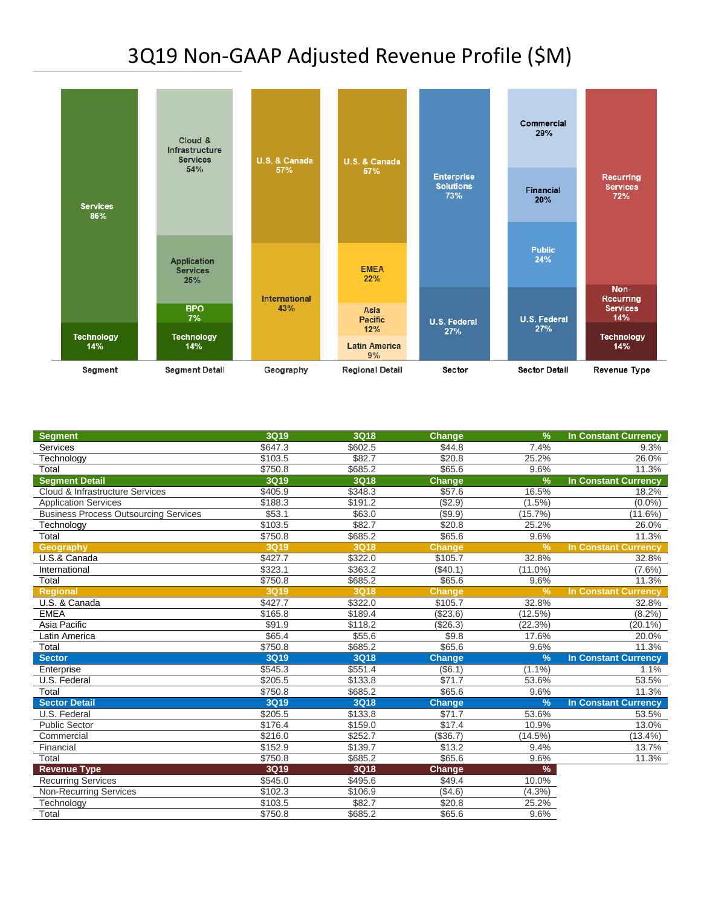# 3Q19 Non-GAAP Adjusted Revenue Profile ($M)

| Segment | Segment Detail | Geography | Regional Detail | Sector | Sector Detail | Revenue Type |
|---|---|---|---|---|---|---|
| Services 86% | Cloud & Infrastructure Services 54% | U.S. & Canada 57% | U.S. & Canada 57% | Enterprise Solutions 73% | Commercial 29% | Recurring Services 72% |
| Technology 14% | Application Services 25% | International 43% | EMEA 22% | U.S. Federal 27% | Financial 20% | Non-Recurring Services 14% |
| | BPO 7% | | Asia Pacific 12% | | Public 24% | Technology 14% |
| | Technology 14% | | Latin America 9% | | U.S. Federal 27% | |

| Segment | 3Q19 | 3Q18 | Change | % | In Constant Currency |
|---|---|---|---|---|---|
| Services | $647.3 | $602.5 | $44.8 | 7.4% | 9.3% |
| Technology | $103.5 | $82.7 | $20.8 | 25.2% | 26.0% |
| Total | $750.8 | $685.2 | $65.6 | 9.6% | 11.3% |
| **Segment Detail** | **3Q19** | **3Q18** | **Change** | **%** | **In Constant Currency** |
| Cloud & Infrastructure Services | $405.9 | $348.3 | $57.6 | 16.5% | 18.2% |
| Application Services | $188.3 | $191.2 | ($2.9) | (1.5%) | (0.0%) |
| Business Process Outsourcing Services | $53.1 | $63.0 | ($9.9) | (15.7%) | (11.6%) |
| Technology | $103.5 | $82.7 | $20.8 | 25.2% | 26.0% |
| Total | $750.8 | $685.2 | $65.6 | 9.6% | 11.3% |
| **Geography** | **3Q19** | **3Q18** | **Change** | **%** | **In Constant Currency** |
| U.S.& Canada | $427.7 | $322.0 | $105.7 | 32.8% | 32.8% |
| International | $323.1 | $363.2 | ($40.1) | (11.0%) | (7.6%) |
| Total | $750.8 | $685.2 | $65.6 | 9.6% | 11.3% |
| **Regional** | **3Q19** | **3Q18** | **Change** | **%** | **In Constant Currency** |
| U.S. & Canada | $427.7 | $322.0 | $105.7 | 32.8% | 32.8% |
| EMEA | $165.8 | $189.4 | ($23.6) | (12.5%) | (8.2%) |
| Asia Pacific | $91.9 | $118.2 | ($26.3) | (22.3%) | (20.1%) |
| Latin America | $65.4 | $55.6 | $9.8 | 17.6% | 20.0% |
| Total | $750.8 | $685.2 | $65.6 | 9.6% | 11.3% |
| **Sector** | **3Q19** | **3Q18** | **Change** | **%** | **In Constant Currency** |
| Enterprise | $545.3 | $551.4 | ($6.1) | (1.1%) | 1.1% |
| U.S. Federal | $205.5 | $133.8 | $71.7 | 53.6% | 53.5% |
| Total | $750.8 | $685.2 | $65.6 | 9.6% | 11.3% |
| **Sector Detail** | **3Q19** | **3Q18** | **Change** | **%** | **In Constant Currency** |
| U.S. Federal | $205.5 | $133.8 | $71.7 | 53.6% | 53.5% |
| Public Sector | $176.4 | $159.0 | $17.4 | 10.9% | 13.0% |
| Commercial | $216.0 | $252.7 | ($36.7) | (14.5%) | (13.4%) |
| Financial | $152.9 | $139.7 | $13.2 | 9.4% | 13.7% |
| Total | $750.8 | $685.2 | $65.6 | 9.6% | 11.3% |
| **Revenue Type** | **3Q19** | **3Q18** | **Change** | **%** | |
| Recurring Services | $545.0 | $495.6 | $49.4 | 10.0% | |
| Non-Recurring Services | $102.3 | $106.9 | ($4.6) | (4.3%) | |
| Technology | $103.5 | $82.7 | $20.8 | 25.2% | |
| Total | $750.8 | $685.2 | $65.6 | 9.6% | |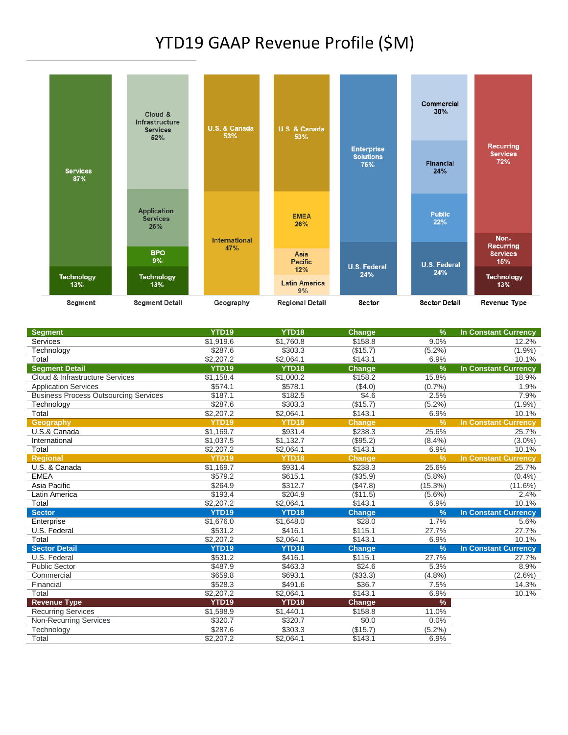# YTD19 GAAP Revenue Profile ($M)

| Segment | YTD19 | YTD18 | Change | % | In Constant Currency |
|---|---|---|---|---|---|
| Services | $1,919.6 | $1,760.8 | $158.8 | 9.0% | 12.2% |
| Technology | $287.6 | $303.3 | ($15.7) | (5.2%) | (1.9%) |
| Total | $2,207.2 | $2,064.1 | $143.1 | 6.9% | 10.1% |
| **Segment Detail** | **YTD19** | **YTD18** | **Change** | **%** | **In Constant Currency** |
| Cloud & Infrastructure Services | $1,158.4 | $1,000.2 | $158.2 | 15.8% | 18.9% |
| Application Services | $574.1 | $578.1 | ($4.0) | (0.7%) | 1.9% |
| Business Process Outsourcing Services | $187.1 | $182.5 | $4.6 | 2.5% | 7.9% |
| Technology | $287.6 | $303.3 | ($15.7) | (5.2%) | (1.9%) |
| Total | $2,207.2 | $2,064.1 | $143.1 | 6.9% | 10.1% |
| **Geography** | **YTD19** | **YTD18** | **Change** | **%** | **In Constant Currency** |
| U.S.& Canada | $1,169.7 | $931.4 | $238.3 | 25.6% | 25.7% |
| International | $1,037.5 | $1,132.7 | ($95.2) | (8.4%) | (3.0%) |
| Total | $2,207.2 | $2,064.1 | $143.1 | 6.9% | 10.1% |
| **Regional** | **YTD19** | **YTD18** | **Change** | **%** | **In Constant Currency** |
| U.S. & Canada | $1,169.7 | $931.4 | $238.3 | 25.6% | 25.7% |
| EMEA | $579.2 | $615.1 | ($35.9) | (5.8%) | (0.4%) |
| Asia Pacific | $264.9 | $312.7 | ($47.8) | (15.3%) | (11.6%) |
| Latin America | $193.4 | $204.9 | ($11.5) | (5.6%) | 2.4% |
| Total | $2,207.2 | $2,064.1 | $143.1 | 6.9% | 10.1% |
| **Sector** | **YTD19** | **YTD18** | **Change** | **%** | **In Constant Currency** |
| Enterprise | $1,676.0 | $1,648.0 | $28.0 | 1.7% | 5.6% |
| U.S. Federal | $531.2 | $416.1 | $115.1 | 27.7% | 27.7% |
| Total | $2,207.2 | $2,064.1 | $143.1 | 6.9% | 10.1% |
| **Sector Detail** | **YTD19** | **YTD18** | **Change** | **%** | **In Constant Currency** |
| U.S. Federal | $531.2 | $416.1 | $115.1 | 27.7% | 27.7% |
| Public Sector | $487.9 | $463.3 | $24.6 | 5.3% | 8.9% |
| Commercial | $659.8 | $693.1 | ($33.3) | (4.8%) | (2.6%) |
| Financial | $528.3 | $491.6 | $36.7 | 7.5% | 14.3% |
| Total | $2,207.2 | $2,064.1 | $143.1 | 6.9% | 10.1% |
| **Revenue Type** | **YTD19** | **YTD18** | **Change** | **%** | |
| Recurring Services | $1,598.9 | $1,440.1 | $158.8 | 11.0% | |
| Non-Recurring Services | $320.7 | $320.7 | $0.0 | 0.0% | |
| Technology | $287.6 | $303.3 | ($15.7) | (5.2%) | |
| Total | $2,207.2 | $2,064.1 | $143.1 | 6.9% | |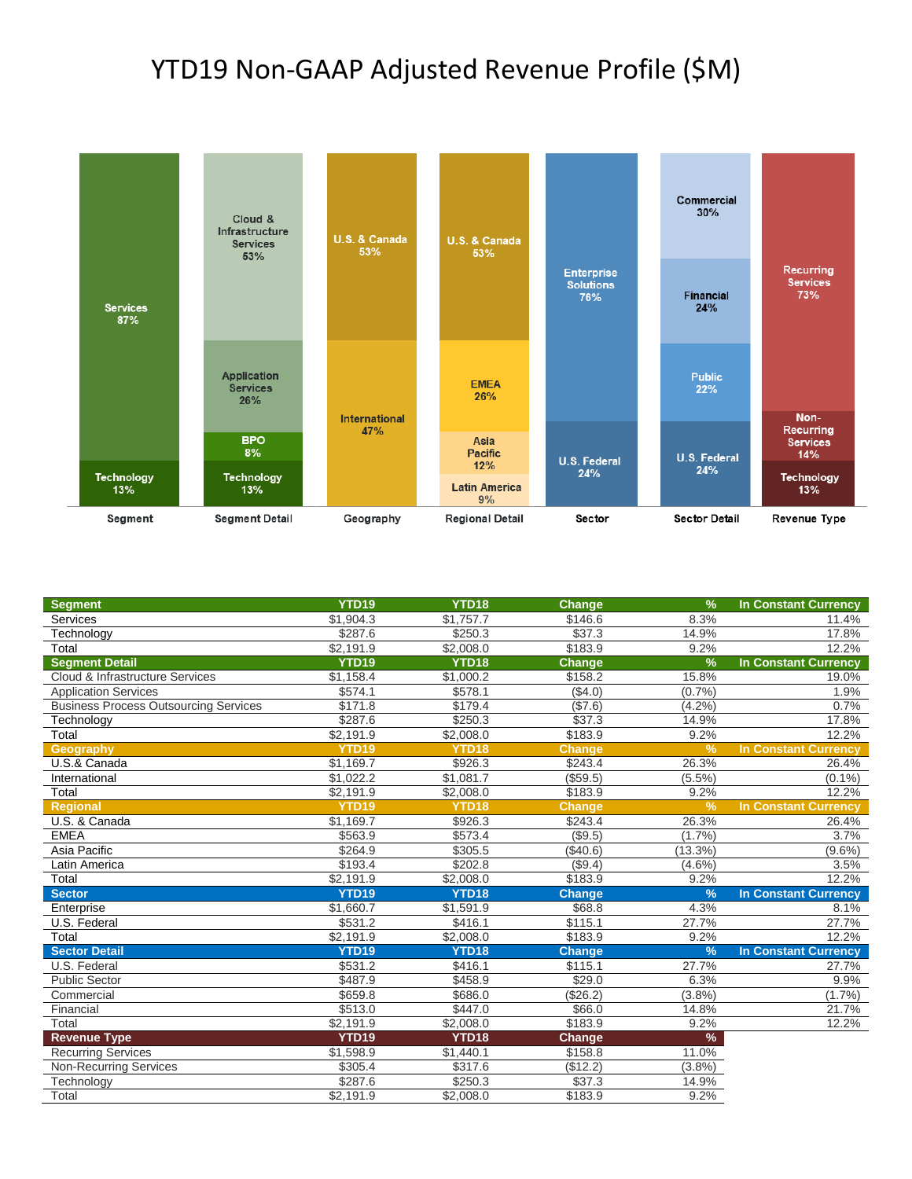# YTD19 Non-GAAP Adjusted Revenue Profile ($M)

Segment
Services 87%
Technology 13%

Segment Detail
Cloud & Infrastructure Services 53%
Application Services 26%
BPO 8%
Technology 13%

Geography
U.S. & Canada 53%
International 47%

Regional Detail
U.S. & Canada 53%
EMEA 26%
Asia Pacific 12%
Latin America 9%

Sector
Enterprise Solutions 76%
U.S. Federal 24%

Sector Detail
Commercial 30%
Financial 24%
Public 22%
U.S. Federal 24%

Revenue Type
Recurring Services 73%
Non-Recurring Services 14%
Technology 13%

| Segment | YTD19 | YTD18 | Change | % | In Constant Currency |
|---|---|---|---|---|---|
| Services | $1,904.3 | $1,757.7 | $146.6 | 8.3% | 11.4% |
| Technology | $287.6 | $250.3 | $37.3 | 14.9% | 17.8% |
| Total | $2,191.9 | $2,008.0 | $183.9 | 9.2% | 12.2% |
| **Segment Detail** | **YTD19** | **YTD18** | **Change** | **%** | **In Constant Currency** |
| Cloud & Infrastructure Services | $1,158.4 | $1,000.2 | $158.2 | 15.8% | 19.0% |
| Application Services | $574.1 | $578.1 | ($4.0) | (0.7%) | 1.9% |
| Business Process Outsourcing Services | $171.8 | $179.4 | ($7.6) | (4.2%) | 0.7% |
| Technology | $287.6 | $250.3 | $37.3 | 14.9% | 17.8% |
| Total | $2,191.9 | $2,008.0 | $183.9 | 9.2% | 12.2% |
| **Geography** | **YTD19** | **YTD18** | **Change** | **%** | **In Constant Currency** |
| U.S.& Canada | $1,169.7 | $926.3 | $243.4 | 26.3% | 26.4% |
| International | $1,022.2 | $1,081.7 | ($59.5) | (5.5%) | (0.1%) |
| Total | $2,191.9 | $2,008.0 | $183.9 | 9.2% | 12.2% |
| **Regional** | **YTD19** | **YTD18** | **Change** | **%** | **In Constant Currency** |
| U.S. & Canada | $1,169.7 | $926.3 | $243.4 | 26.3% | 26.4% |
| EMEA | $563.9 | $573.4 | ($9.5) | (1.7%) | 3.7% |
| Asia Pacific | $264.9 | $305.5 | ($40.6) | (13.3%) | (9.6%) |
| Latin America | $193.4 | $202.8 | ($9.4) | (4.6%) | 3.5% |
| Total | $2,191.9 | $2,008.0 | $183.9 | 9.2% | 12.2% |
| **Sector** | **YTD19** | **YTD18** | **Change** | **%** | **In Constant Currency** |
| Enterprise | $1,660.7 | $1,591.9 | $68.8 | 4.3% | 8.1% |
| U.S. Federal | $531.2 | $416.1 | $115.1 | 27.7% | 27.7% |
| Total | $2,191.9 | $2,008.0 | $183.9 | 9.2% | 12.2% |
| **Sector Detail** | **YTD19** | **YTD18** | **Change** | **%** | **In Constant Currency** |
| U.S. Federal | $531.2 | $416.1 | $115.1 | 27.7% | 27.7% |
| Public Sector | $487.9 | $458.9 | $29.0 | 6.3% | 9.9% |
| Commercial | $659.8 | $686.0 | ($26.2) | (3.8%) | (1.7%) |
| Financial | $513.0 | $447.0 | $66.0 | 14.8% | 21.7% |
| Total | $2,191.9 | $2,008.0 | $183.9 | 9.2% | 12.2% |
| **Revenue Type** | **YTD19** | **YTD18** | **Change** | **%** | |
| Recurring Services | $1,598.9 | $1,440.1 | $158.8 | 11.0% | |
| Non-Recurring Services | $305.4 | $317.6 | ($12.2) | (3.8%) | |
| Technology | $287.6 | $250.3 | $37.3 | 14.9% | |
| Total | $2,191.9 | $2,008.0 | $183.9 | 9.2% | |